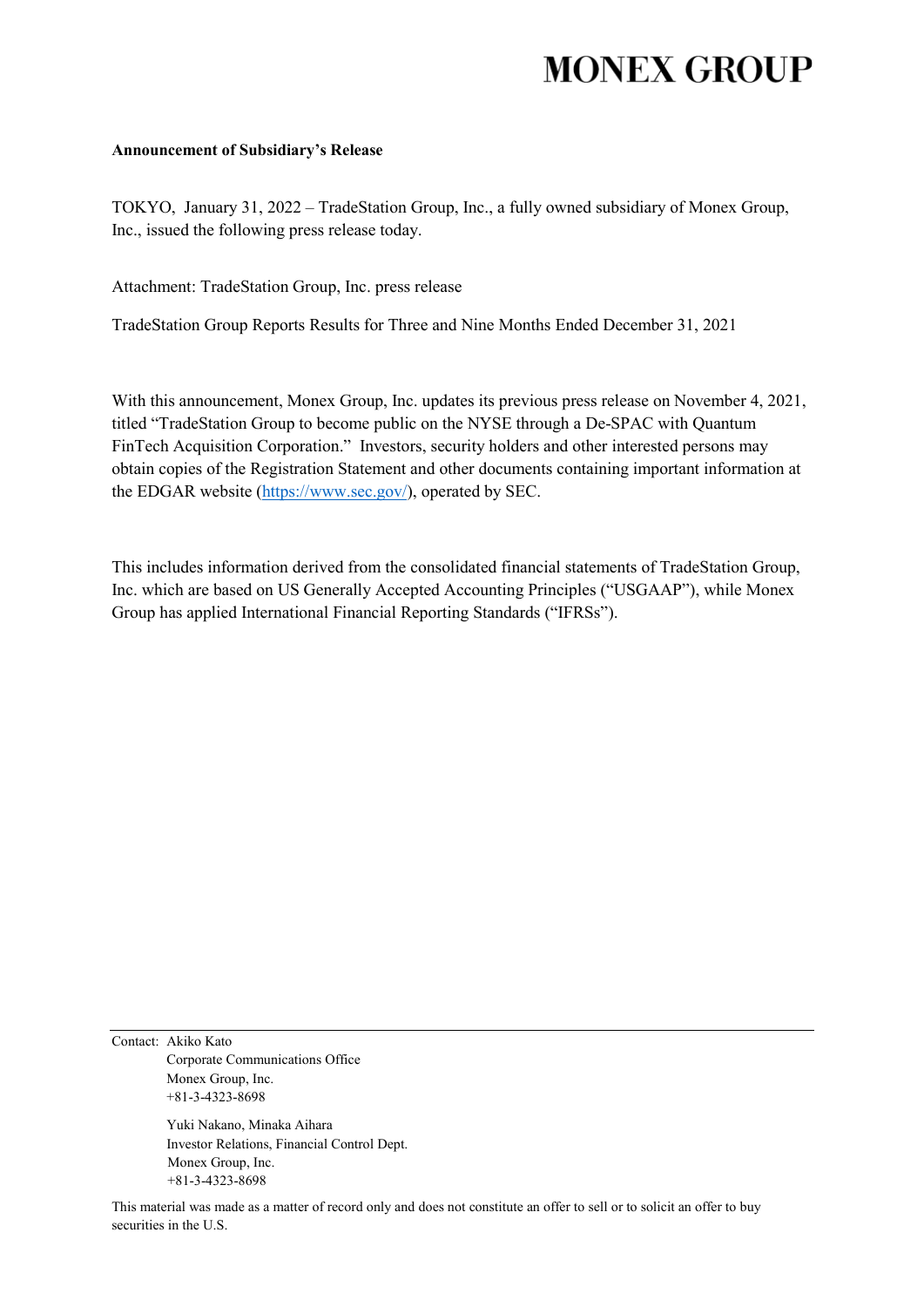# MONEX GROUP

**Announcement of Subsidiary's Release**

TOKYO, January 31, 2022 – TradeStation Group, Inc., a fully owned subsidiary of Monex Group, Inc., issued the following press release today.

Attachment: TradeStation Group, Inc. press release

TradeStation Group Reports Results for Three and Nine Months Ended December 31, 2021

With this announcement, Monex Group, Inc. updates its previous press release on November 4, 2021, titled "TradeStation Group to become public on the NYSE through a De-SPAC with Quantum FinTech Acquisition Corporation." Investors, security holders and other interested persons may obtain copies of the Registration Statement and other documents containing important information at the EDGAR website (https://www.sec.gov/), operated by SEC.

This includes information derived from the consolidated financial statements of TradeStation Group, Inc. which are based on US Generally Accepted Accounting Principles ("USGAAP"), while Monex Group has applied International Financial Reporting Standards ("IFRSs").

---

Contact: Akiko Kato
Corporate Communications Office
Monex Group, Inc.
+81-3-4323-8698

Yuki Nakano, Minaka Aihara
Investor Relations, Financial Control Dept.
Monex Group, Inc.
+81-3-4323-8698

This material was made as a matter of record only and does not constitute an offer to sell or to solicit an offer to buy securities in the U.S.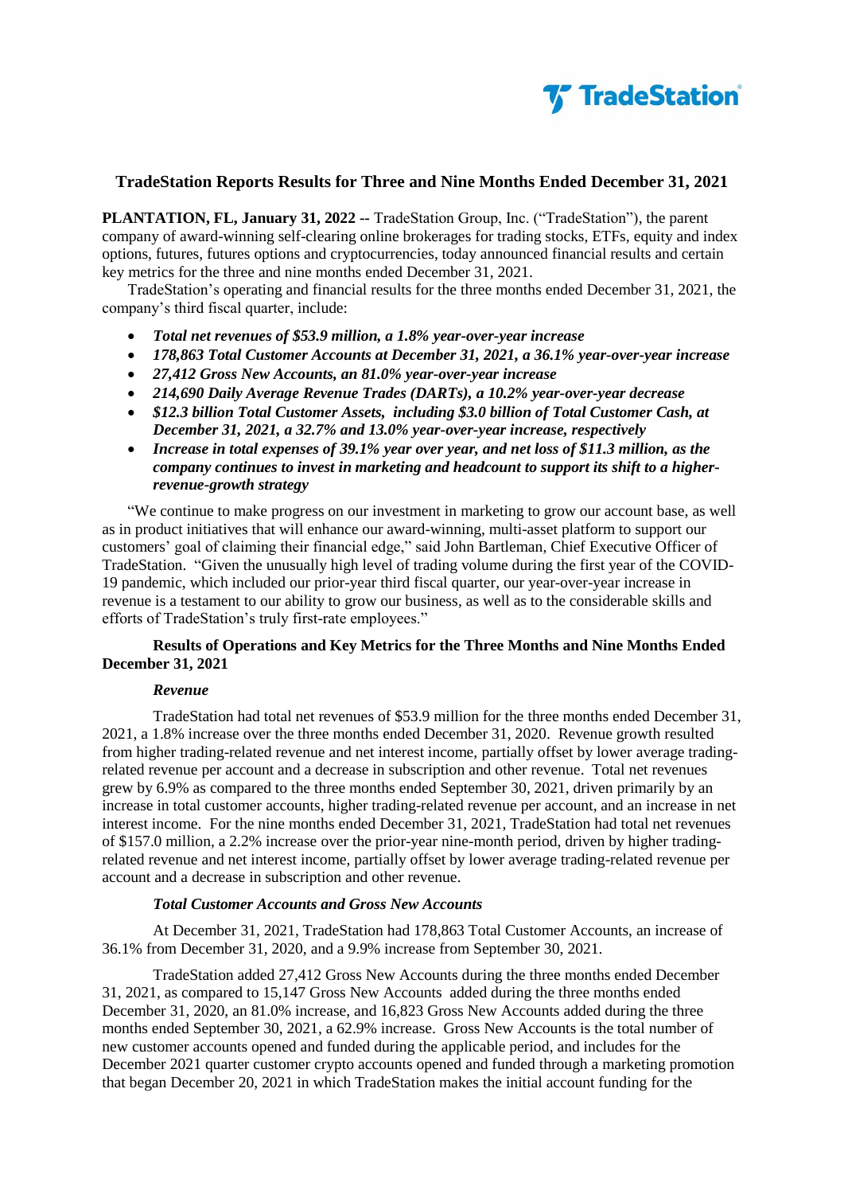# TradeStation Reports Results for Three and Nine Months Ended December 31, 2021

**PLANTATION, FL, January 31, 2022 --** TradeStation Group, Inc. ("TradeStation"), the parent company of award-winning self-clearing online brokerages for trading stocks, ETFs, equity and index options, futures, futures options and cryptocurrencies, today announced financial results and certain key metrics for the three and nine months ended December 31, 2021.

TradeStation's operating and financial results for the three months ended December 31, 2021, the company's third fiscal quarter, include:

- ***Total net revenues of $53.9 million, a 1.8% year-over-year increase***
- ***178,863 Total Customer Accounts at December 31, 2021, a 36.1% year-over-year increase***
- ***27,412 Gross New Accounts, an 81.0% year-over-year increase***
- ***214,690 Daily Average Revenue Trades (DARTs), a 10.2% year-over-year decrease***
- ***$12.3 billion Total Customer Assets, including $3.0 billion of Total Customer Cash, at December 31, 2021, a 32.7% and 13.0% year-over-year increase, respectively***
- ***Increase in total expenses of 39.1% year over year, and net loss of $11.3 million, as the company continues to invest in marketing and headcount to support its shift to a higher-revenue-growth strategy***

"We continue to make progress on our investment in marketing to grow our account base, as well as in product initiatives that will enhance our award-winning, multi-asset platform to support our customers' goal of claiming their financial edge," said John Bartleman, Chief Executive Officer of TradeStation. "Given the unusually high level of trading volume during the first year of the COVID-19 pandemic, which included our prior-year third fiscal quarter, our year-over-year increase in revenue is a testament to our ability to grow our business, as well as to the considerable skills and efforts of TradeStation's truly first-rate employees."

## Results of Operations and Key Metrics for the Three Months and Nine Months Ended December 31, 2021

### *Revenue*

TradeStation had total net revenues of $53.9 million for the three months ended December 31, 2021, a 1.8% increase over the three months ended December 31, 2020. Revenue growth resulted from higher trading-related revenue and net interest income, partially offset by lower average trading-related revenue per account and a decrease in subscription and other revenue. Total net revenues grew by 6.9% as compared to the three months ended September 30, 2021, driven primarily by an increase in total customer accounts, higher trading-related revenue per account, and an increase in net interest income. For the nine months ended December 31, 2021, TradeStation had total net revenues of $157.0 million, a 2.2% increase over the prior-year nine-month period, driven by higher trading-related revenue and net interest income, partially offset by lower average trading-related revenue per account and a decrease in subscription and other revenue.

### *Total Customer Accounts and Gross New Accounts*

At December 31, 2021, TradeStation had 178,863 Total Customer Accounts, an increase of 36.1% from December 31, 2020, and a 9.9% increase from September 30, 2021.

TradeStation added 27,412 Gross New Accounts during the three months ended December 31, 2021, as compared to 15,147 Gross New Accounts added during the three months ended December 31, 2020, an 81.0% increase, and 16,823 Gross New Accounts added during the three months ended September 30, 2021, a 62.9% increase. Gross New Accounts is the total number of new customer accounts opened and funded during the applicable period, and includes for the December 2021 quarter customer crypto accounts opened and funded through a marketing promotion that began December 20, 2021 in which TradeStation makes the initial account funding for the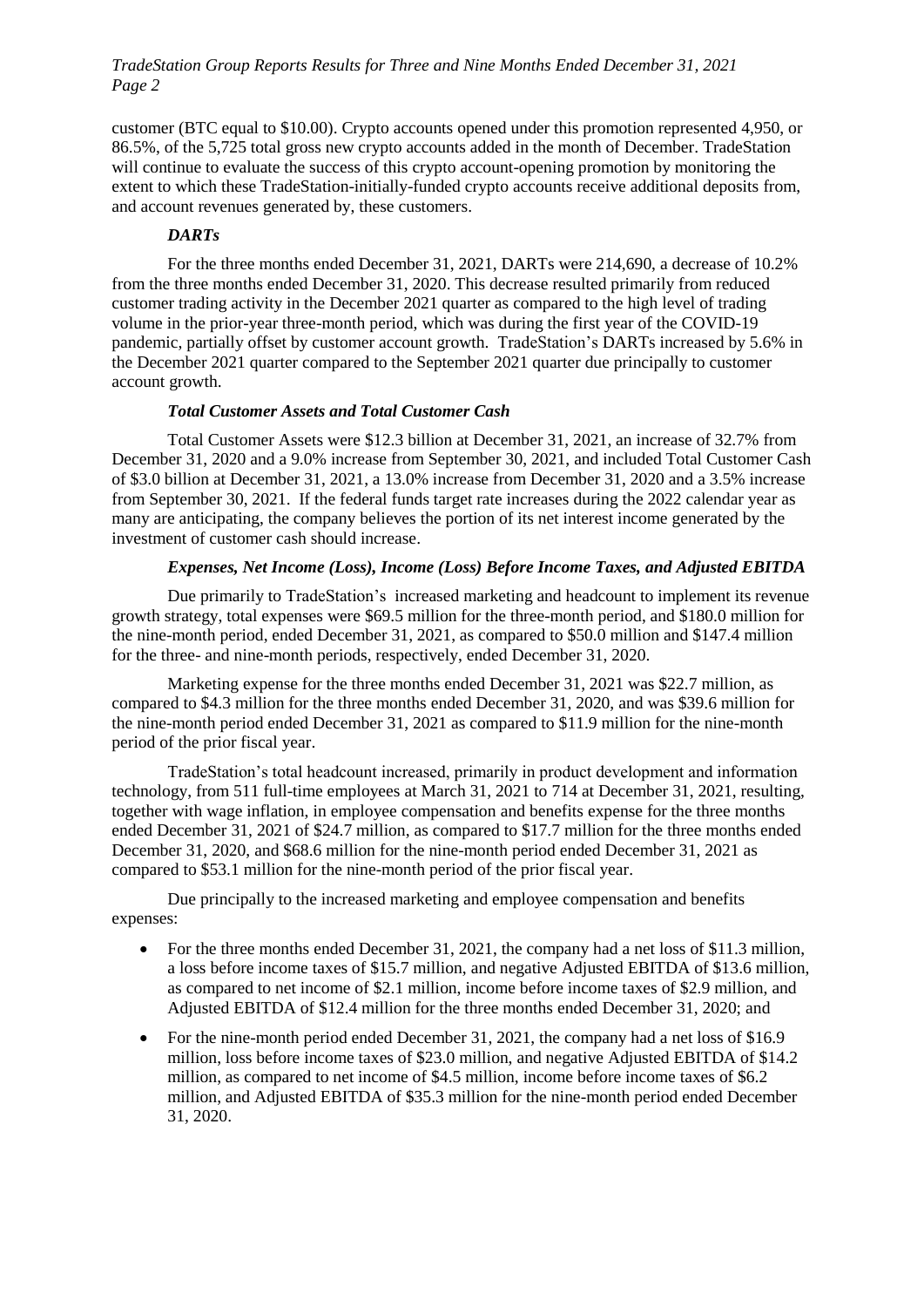customer (BTC equal to $10.00). Crypto accounts opened under this promotion represented 4,950, or 86.5%, of the 5,725 total gross new crypto accounts added in the month of December. TradeStation will continue to evaluate the success of this crypto account-opening promotion by monitoring the extent to which these TradeStation-initially-funded crypto accounts receive additional deposits from, and account revenues generated by, these customers.

***DARTs***

For the three months ended December 31, 2021, DARTs were 214,690, a decrease of 10.2% from the three months ended December 31, 2020. This decrease resulted primarily from reduced customer trading activity in the December 2021 quarter as compared to the high level of trading volume in the prior-year three-month period, which was during the first year of the COVID-19 pandemic, partially offset by customer account growth. TradeStation's DARTs increased by 5.6% in the December 2021 quarter compared to the September 2021 quarter due principally to customer account growth.

***Total Customer Assets and Total Customer Cash***

Total Customer Assets were $12.3 billion at December 31, 2021, an increase of 32.7% from December 31, 2020 and a 9.0% increase from September 30, 2021, and included Total Customer Cash of $3.0 billion at December 31, 2021, a 13.0% increase from December 31, 2020 and a 3.5% increase from September 30, 2021. If the federal funds target rate increases during the 2022 calendar year as many are anticipating, the company believes the portion of its net interest income generated by the investment of customer cash should increase.

***Expenses, Net Income (Loss), Income (Loss) Before Income Taxes, and Adjusted EBITDA***

Due primarily to TradeStation's increased marketing and headcount to implement its revenue growth strategy, total expenses were $69.5 million for the three-month period, and $180.0 million for the nine-month period, ended December 31, 2021, as compared to $50.0 million and $147.4 million for the three- and nine-month periods, respectively, ended December 31, 2020.

Marketing expense for the three months ended December 31, 2021 was $22.7 million, as compared to $4.3 million for the three months ended December 31, 2020, and was $39.6 million for the nine-month period ended December 31, 2021 as compared to $11.9 million for the nine-month period of the prior fiscal year.

TradeStation's total headcount increased, primarily in product development and information technology, from 511 full-time employees at March 31, 2021 to 714 at December 31, 2021, resulting, together with wage inflation, in employee compensation and benefits expense for the three months ended December 31, 2021 of $24.7 million, as compared to $17.7 million for the three months ended December 31, 2020, and $68.6 million for the nine-month period ended December 31, 2021 as compared to $53.1 million for the nine-month period of the prior fiscal year.

Due principally to the increased marketing and employee compensation and benefits expenses:

- For the three months ended December 31, 2021, the company had a net loss of $11.3 million, a loss before income taxes of $15.7 million, and negative Adjusted EBITDA of $13.6 million, as compared to net income of $2.1 million, income before income taxes of $2.9 million, and Adjusted EBITDA of $12.4 million for the three months ended December 31, 2020; and
- For the nine-month period ended December 31, 2021, the company had a net loss of $16.9 million, loss before income taxes of $23.0 million, and negative Adjusted EBITDA of $14.2 million, as compared to net income of $4.5 million, income before income taxes of $6.2 million, and Adjusted EBITDA of $35.3 million for the nine-month period ended December 31, 2020.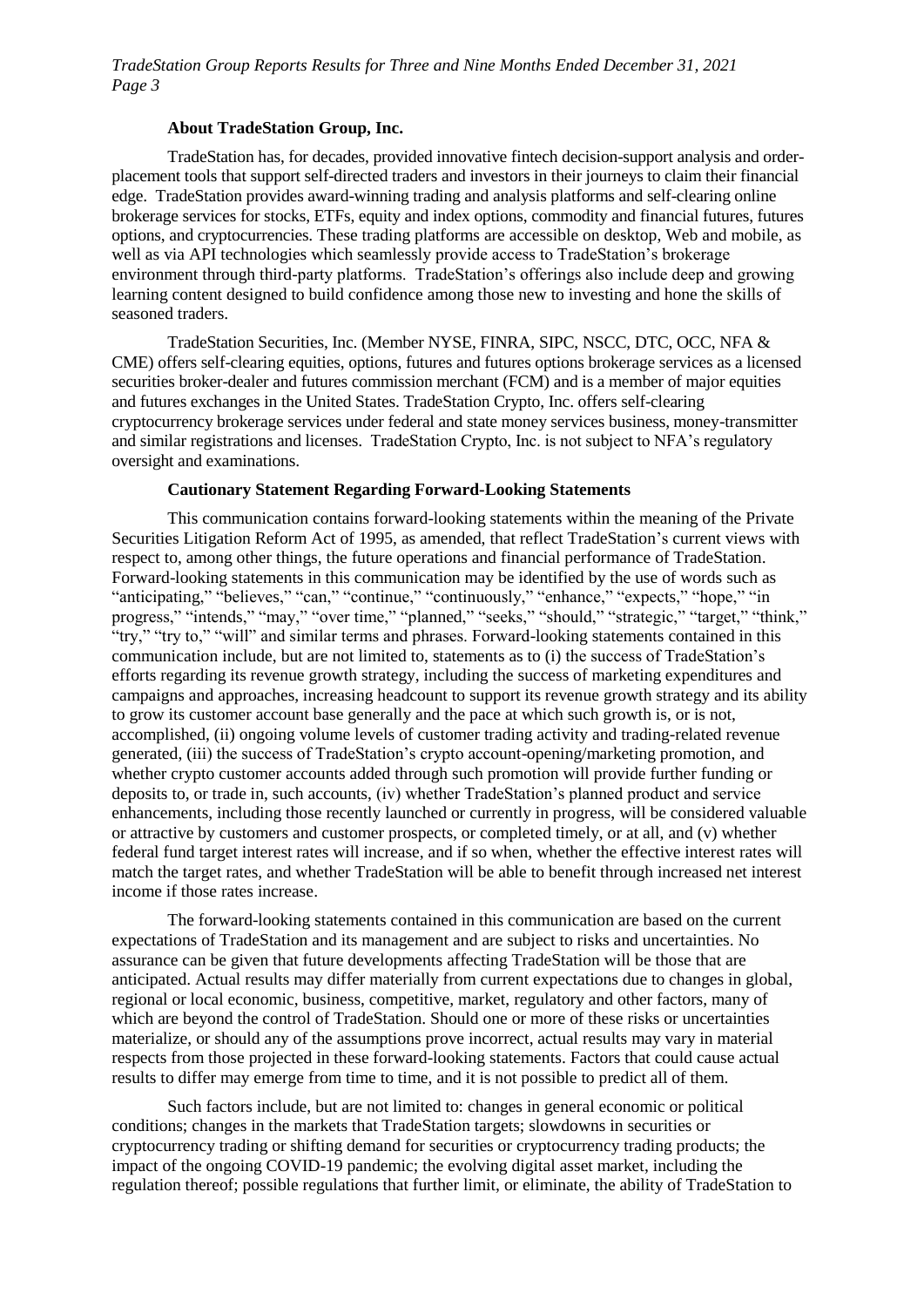### About TradeStation Group, Inc.

TradeStation has, for decades, provided innovative fintech decision-support analysis and order-placement tools that support self-directed traders and investors in their journeys to claim their financial edge. TradeStation provides award-winning trading and analysis platforms and self-clearing online brokerage services for stocks, ETFs, equity and index options, commodity and financial futures, futures options, and cryptocurrencies. These trading platforms are accessible on desktop, Web and mobile, as well as via API technologies which seamlessly provide access to TradeStation's brokerage environment through third-party platforms. TradeStation's offerings also include deep and growing learning content designed to build confidence among those new to investing and hone the skills of seasoned traders.

TradeStation Securities, Inc. (Member NYSE, FINRA, SIPC, NSCC, DTC, OCC, NFA & CME) offers self-clearing equities, options, futures and futures options brokerage services as a licensed securities broker-dealer and futures commission merchant (FCM) and is a member of major equities and futures exchanges in the United States. TradeStation Crypto, Inc. offers self-clearing cryptocurrency brokerage services under federal and state money services business, money-transmitter and similar registrations and licenses. TradeStation Crypto, Inc. is not subject to NFA's regulatory oversight and examinations.

### Cautionary Statement Regarding Forward-Looking Statements

This communication contains forward-looking statements within the meaning of the Private Securities Litigation Reform Act of 1995, as amended, that reflect TradeStation's current views with respect to, among other things, the future operations and financial performance of TradeStation. Forward-looking statements in this communication may be identified by the use of words such as "anticipating," "believes," "can," "continue," "continuously," "enhance," "expects," "hope," "in progress," "intends," "may," "over time," "planned," "seeks," "should," "strategic," "target," "think," "try," "try to," "will" and similar terms and phrases. Forward-looking statements contained in this communication include, but are not limited to, statements as to (i) the success of TradeStation's efforts regarding its revenue growth strategy, including the success of marketing expenditures and campaigns and approaches, increasing headcount to support its revenue growth strategy and its ability to grow its customer account base generally and the pace at which such growth is, or is not, accomplished, (ii) ongoing volume levels of customer trading activity and trading-related revenue generated, (iii) the success of TradeStation's crypto account-opening/marketing promotion, and whether crypto customer accounts added through such promotion will provide further funding or deposits to, or trade in, such accounts, (iv) whether TradeStation's planned product and service enhancements, including those recently launched or currently in progress, will be considered valuable or attractive by customers and customer prospects, or completed timely, or at all, and (v) whether federal fund target interest rates will increase, and if so when, whether the effective interest rates will match the target rates, and whether TradeStation will be able to benefit through increased net interest income if those rates increase.

The forward-looking statements contained in this communication are based on the current expectations of TradeStation and its management and are subject to risks and uncertainties. No assurance can be given that future developments affecting TradeStation will be those that are anticipated. Actual results may differ materially from current expectations due to changes in global, regional or local economic, business, competitive, market, regulatory and other factors, many of which are beyond the control of TradeStation. Should one or more of these risks or uncertainties materialize, or should any of the assumptions prove incorrect, actual results may vary in material respects from those projected in these forward-looking statements. Factors that could cause actual results to differ may emerge from time to time, and it is not possible to predict all of them.

Such factors include, but are not limited to: changes in general economic or political conditions; changes in the markets that TradeStation targets; slowdowns in securities or cryptocurrency trading or shifting demand for securities or cryptocurrency trading products; the impact of the ongoing COVID-19 pandemic; the evolving digital asset market, including the regulation thereof; possible regulations that further limit, or eliminate, the ability of TradeStation to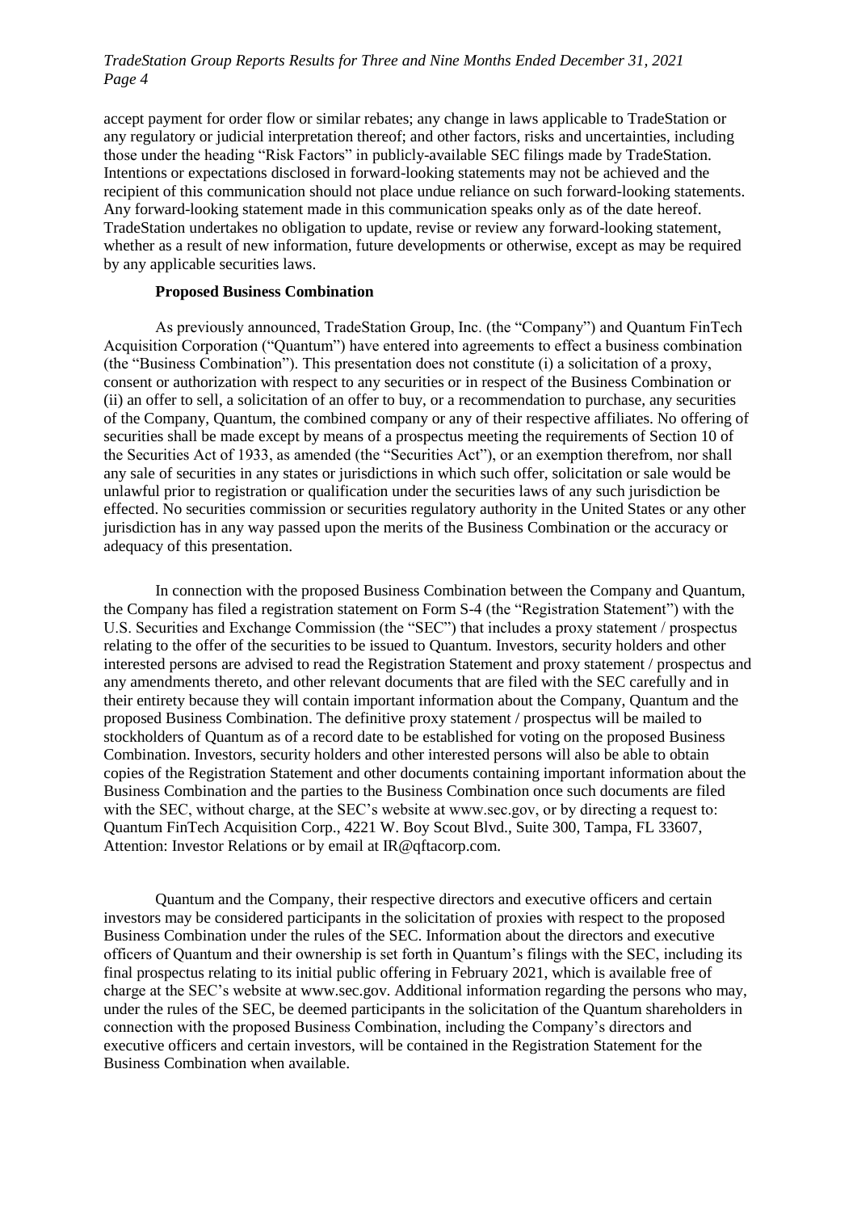accept payment for order flow or similar rebates; any change in laws applicable to TradeStation or any regulatory or judicial interpretation thereof; and other factors, risks and uncertainties, including those under the heading "Risk Factors" in publicly-available SEC filings made by TradeStation. Intentions or expectations disclosed in forward-looking statements may not be achieved and the recipient of this communication should not place undue reliance on such forward-looking statements. Any forward-looking statement made in this communication speaks only as of the date hereof. TradeStation undertakes no obligation to update, revise or review any forward-looking statement, whether as a result of new information, future developments or otherwise, except as may be required by any applicable securities laws.

**Proposed Business Combination**

As previously announced, TradeStation Group, Inc. (the "Company") and Quantum FinTech Acquisition Corporation ("Quantum") have entered into agreements to effect a business combination (the "Business Combination"). This presentation does not constitute (i) a solicitation of a proxy, consent or authorization with respect to any securities or in respect of the Business Combination or (ii) an offer to sell, a solicitation of an offer to buy, or a recommendation to purchase, any securities of the Company, Quantum, the combined company or any of their respective affiliates. No offering of securities shall be made except by means of a prospectus meeting the requirements of Section 10 of the Securities Act of 1933, as amended (the "Securities Act"), or an exemption therefrom, nor shall any sale of securities in any states or jurisdictions in which such offer, solicitation or sale would be unlawful prior to registration or qualification under the securities laws of any such jurisdiction be effected. No securities commission or securities regulatory authority in the United States or any other jurisdiction has in any way passed upon the merits of the Business Combination or the accuracy or adequacy of this presentation.

In connection with the proposed Business Combination between the Company and Quantum, the Company has filed a registration statement on Form S-4 (the "Registration Statement") with the U.S. Securities and Exchange Commission (the "SEC") that includes a proxy statement / prospectus relating to the offer of the securities to be issued to Quantum. Investors, security holders and other interested persons are advised to read the Registration Statement and proxy statement / prospectus and any amendments thereto, and other relevant documents that are filed with the SEC carefully and in their entirety because they will contain important information about the Company, Quantum and the proposed Business Combination. The definitive proxy statement / prospectus will be mailed to stockholders of Quantum as of a record date to be established for voting on the proposed Business Combination. Investors, security holders and other interested persons will also be able to obtain copies of the Registration Statement and other documents containing important information about the Business Combination and the parties to the Business Combination once such documents are filed with the SEC, without charge, at the SEC's website at www.sec.gov, or by directing a request to: Quantum FinTech Acquisition Corp., 4221 W. Boy Scout Blvd., Suite 300, Tampa, FL 33607, Attention: Investor Relations or by email at IR@qftacorp.com.

Quantum and the Company, their respective directors and executive officers and certain investors may be considered participants in the solicitation of proxies with respect to the proposed Business Combination under the rules of the SEC. Information about the directors and executive officers of Quantum and their ownership is set forth in Quantum's filings with the SEC, including its final prospectus relating to its initial public offering in February 2021, which is available free of charge at the SEC's website at www.sec.gov. Additional information regarding the persons who may, under the rules of the SEC, be deemed participants in the solicitation of the Quantum shareholders in connection with the proposed Business Combination, including the Company's directors and executive officers and certain investors, will be contained in the Registration Statement for the Business Combination when available.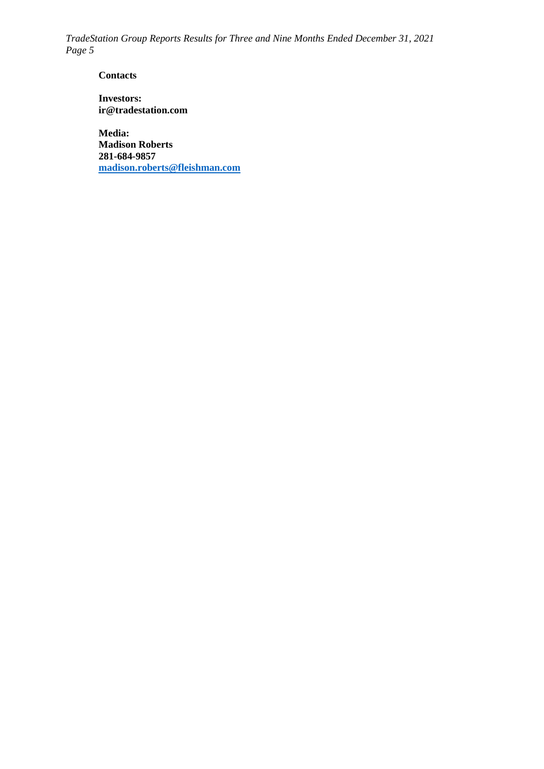**Contacts**

**Investors:**
**ir@tradestation.com**

**Media:**
**Madison Roberts**
**281-684-9857**
**madison.roberts@fleishman.com**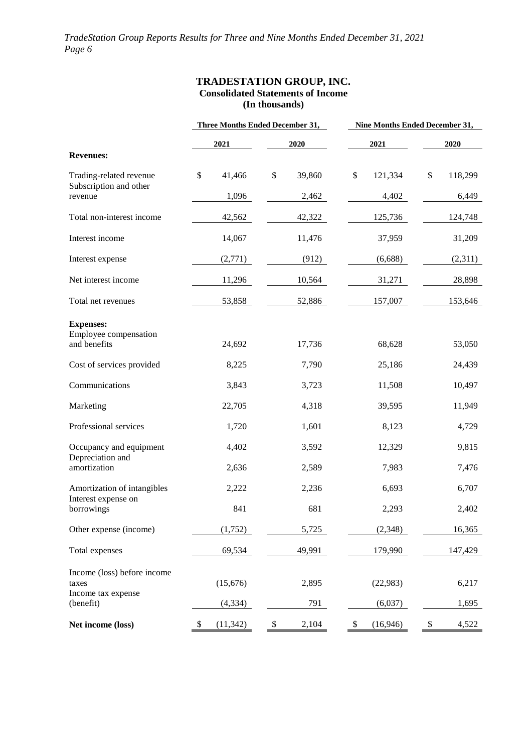**TRADESTATION GROUP, INC.**
**Consolidated Statements of Income**
**(In thousands)**

| | Three Months Ended December 31, | | Nine Months Ended December 31, | |
|---|---|---|---|---|
| | 2021 | 2020 | 2021 | 2020 |
| **Revenues:** | | | | |
| Trading-related revenue | $ 41,466 | $ 39,860 | $ 121,334 | $ 118,299 |
| Subscription and other revenue | 1,096 | 2,462 | 4,402 | 6,449 |
| Total non-interest income | 42,562 | 42,322 | 125,736 | 124,748 |
| Interest income | 14,067 | 11,476 | 37,959 | 31,209 |
| Interest expense | (2,771) | (912) | (6,688) | (2,311) |
| Net interest income | 11,296 | 10,564 | 31,271 | 28,898 |
| Total net revenues | 53,858 | 52,886 | 157,007 | 153,646 |
| **Expenses:** | | | | |
| Employee compensation and benefits | 24,692 | 17,736 | 68,628 | 53,050 |
| Cost of services provided | 8,225 | 7,790 | 25,186 | 24,439 |
| Communications | 3,843 | 3,723 | 11,508 | 10,497 |
| Marketing | 22,705 | 4,318 | 39,595 | 11,949 |
| Professional services | 1,720 | 1,601 | 8,123 | 4,729 |
| Occupancy and equipment | 4,402 | 3,592 | 12,329 | 9,815 |
| Depreciation and amortization | 2,636 | 2,589 | 7,983 | 7,476 |
| Amortization of intangibles | 2,222 | 2,236 | 6,693 | 6,707 |
| Interest expense on borrowings | 841 | 681 | 2,293 | 2,402 |
| Other expense (income) | (1,752) | 5,725 | (2,348) | 16,365 |
| Total expenses | 69,534 | 49,991 | 179,990 | 147,429 |
| Income (loss) before income taxes | (15,676) | 2,895 | (22,983) | 6,217 |
| Income tax expense (benefit) | (4,334) | 791 | (6,037) | 1,695 |
| **Net income (loss)** | $ (11,342) | $ 2,104 | $ (16,946) | $ 4,522 |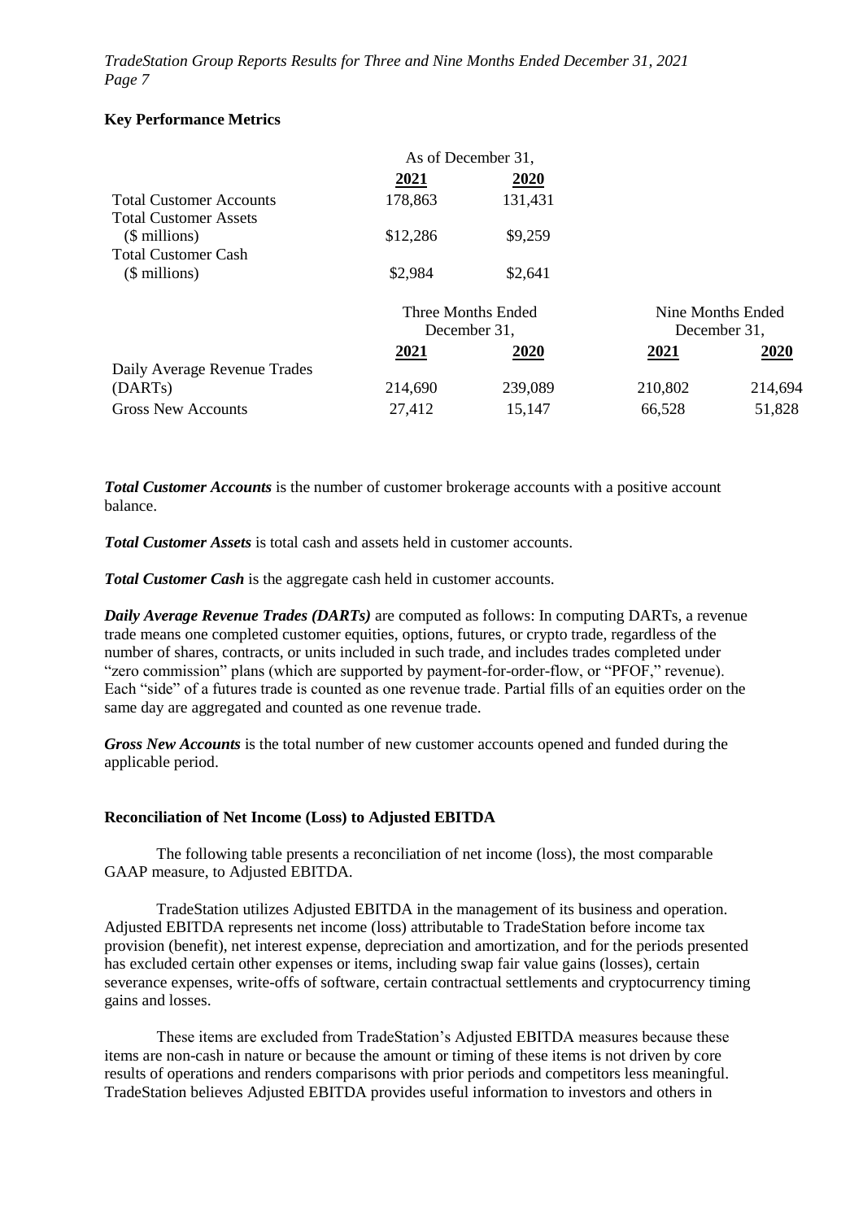### Key Performance Metrics

| | As of December 31, | |
|---|---|---|
| | **2021** | **2020** |
| Total Customer Accounts | 178,863 | 131,431 |
| Total Customer Assets ($ millions) | $12,286 | $9,259 |
| Total Customer Cash ($ millions) | $2,984 | $2,641 |

| | Three Months Ended December 31, | | Nine Months Ended December 31, | |
|---|---|---|---|---|
| | **2021** | **2020** | **2021** | **2020** |
| Daily Average Revenue Trades (DARTs) | 214,690 | 239,089 | 210,802 | 214,694 |
| Gross New Accounts | 27,412 | 15,147 | 66,528 | 51,828 |

***Total Customer Accounts*** is the number of customer brokerage accounts with a positive account balance.

***Total Customer Assets*** is total cash and assets held in customer accounts.

***Total Customer Cash*** is the aggregate cash held in customer accounts.

***Daily Average Revenue Trades (DARTs)*** are computed as follows: In computing DARTs, a revenue trade means one completed customer equities, options, futures, or crypto trade, regardless of the number of shares, contracts, or units included in such trade, and includes trades completed under "zero commission" plans (which are supported by payment-for-order-flow, or "PFOF," revenue). Each "side" of a futures trade is counted as one revenue trade. Partial fills of an equities order on the same day are aggregated and counted as one revenue trade.

***Gross New Accounts*** is the total number of new customer accounts opened and funded during the applicable period.

### Reconciliation of Net Income (Loss) to Adjusted EBITDA

The following table presents a reconciliation of net income (loss), the most comparable GAAP measure, to Adjusted EBITDA.

TradeStation utilizes Adjusted EBITDA in the management of its business and operation. Adjusted EBITDA represents net income (loss) attributable to TradeStation before income tax provision (benefit), net interest expense, depreciation and amortization, and for the periods presented has excluded certain other expenses or items, including swap fair value gains (losses), certain severance expenses, write-offs of software, certain contractual settlements and cryptocurrency timing gains and losses.

These items are excluded from TradeStation's Adjusted EBITDA measures because these items are non-cash in nature or because the amount or timing of these items is not driven by core results of operations and renders comparisons with prior periods and competitors less meaningful. TradeStation believes Adjusted EBITDA provides useful information to investors and others in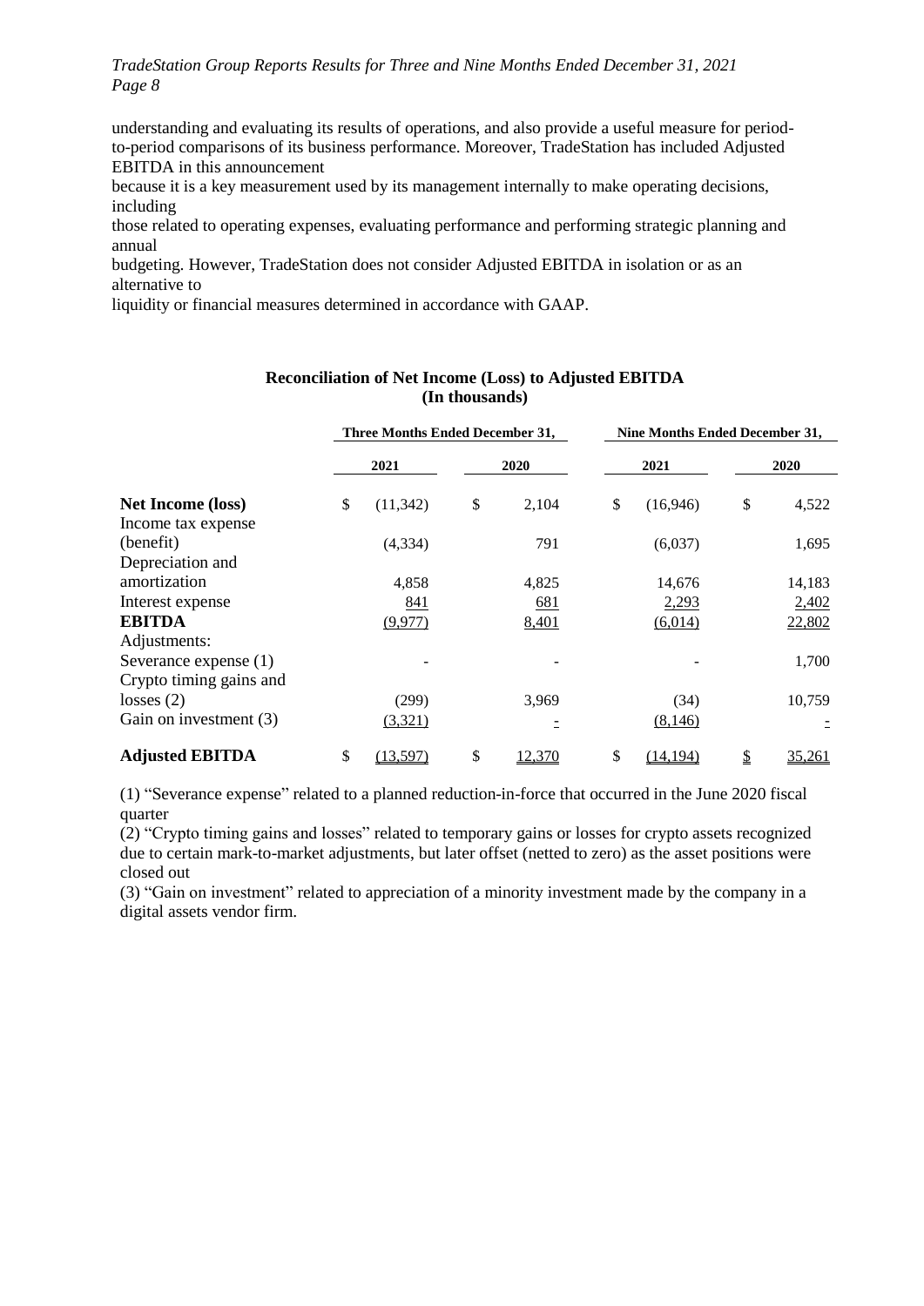understanding and evaluating its results of operations, and also provide a useful measure for period-to-period comparisons of its business performance. Moreover, TradeStation has included Adjusted EBITDA in this announcement because it is a key measurement used by its management internally to make operating decisions, including those related to operating expenses, evaluating performance and performing strategic planning and annual budgeting. However, TradeStation does not consider Adjusted EBITDA in isolation or as an alternative to liquidity or financial measures determined in accordance with GAAP.

**Reconciliation of Net Income (Loss) to Adjusted EBITDA**
**(In thousands)**

| | Three Months Ended December 31, | | Nine Months Ended December 31, | |
|---|---|---|---|---|
| | 2021 | 2020 | 2021 | 2020 |
| **Net Income (loss)** | $ (11,342) | $ 2,104 | $ (16,946) | $ 4,522 |
| Income tax expense (benefit) | (4,334) | 791 | (6,037) | 1,695 |
| Depreciation and amortization | 4,858 | 4,825 | 14,676 | 14,183 |
| Interest expense | 841 | 681 | 2,293 | 2,402 |
| **EBITDA** | (9,977) | 8,401 | (6,014) | 22,802 |
| Adjustments: | | | | |
| Severance expense (1) | - | - | - | 1,700 |
| Crypto timing gains and losses (2) | (299) | 3,969 | (34) | 10,759 |
| Gain on investment (3) | (3,321) | - | (8,146) | - |
| **Adjusted EBITDA** | $ (13,597) | $ 12,370 | $ (14,194) | $ 35,261 |

(1) "Severance expense" related to a planned reduction-in-force that occurred in the June 2020 fiscal quarter

(2) "Crypto timing gains and losses" related to temporary gains or losses for crypto assets recognized due to certain mark-to-market adjustments, but later offset (netted to zero) as the asset positions were closed out

(3) "Gain on investment" related to appreciation of a minority investment made by the company in a digital assets vendor firm.